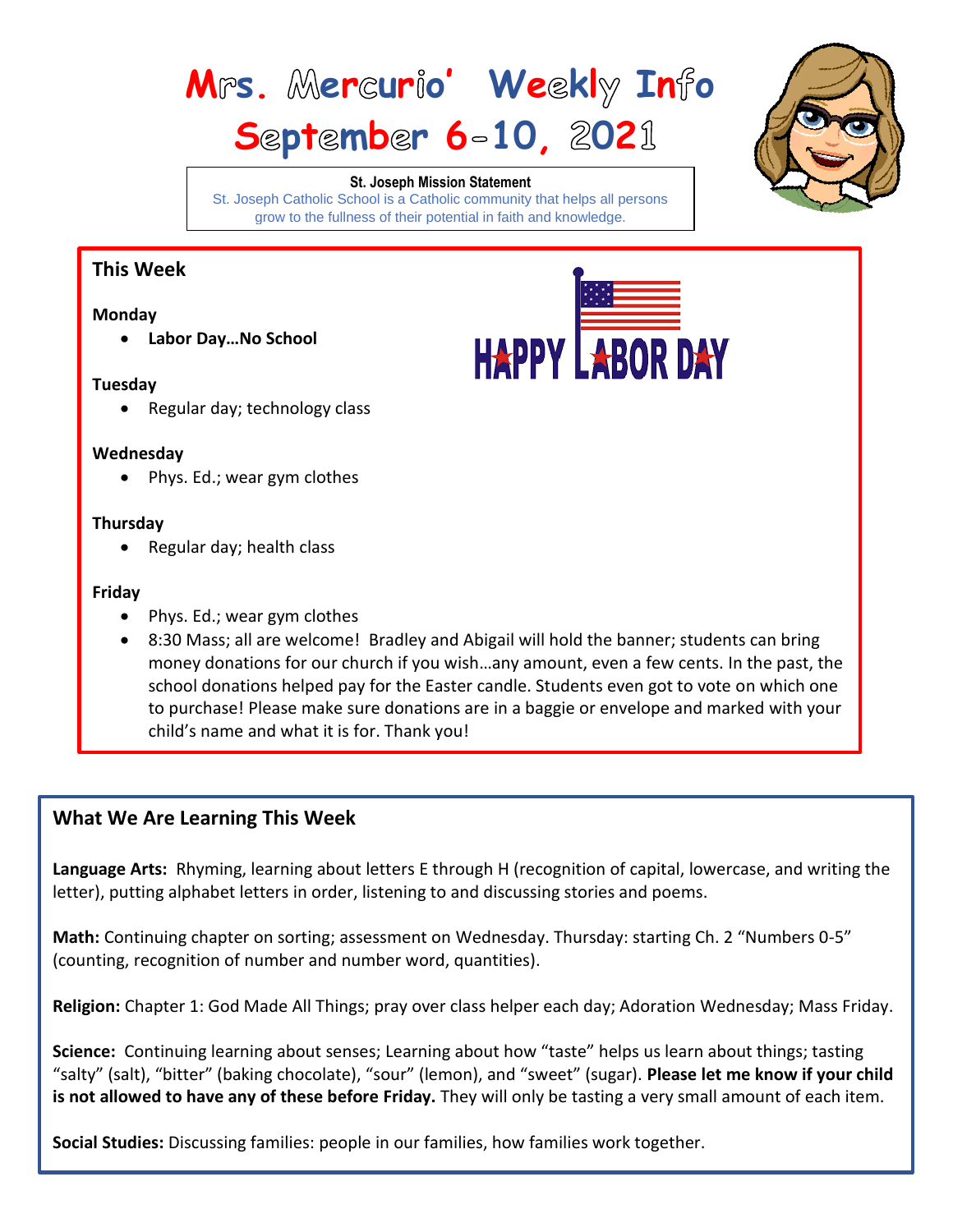# Mrs. Mercurio' Weekly Info
# September 6-10, 2021

**St. Joseph Mission Statement**
St. Joseph Catholic School is a Catholic community that helps all persons grow to the fullness of their potential in faith and knowledge.

## This Week

HAPPY LABOR DAY

**Monday**

- **Labor Day…No School**

**Tuesday**

- Regular day; technology class

**Wednesday**

- Phys. Ed.; wear gym clothes

**Thursday**

- Regular day; health class

**Friday**

- Phys. Ed.; wear gym clothes
- 8:30 Mass; all are welcome! Bradley and Abigail will hold the banner; students can bring money donations for our church if you wish…any amount, even a few cents. In the past, the school donations helped pay for the Easter candle. Students even got to vote on which one to purchase! Please make sure donations are in a baggie or envelope and marked with your child's name and what it is for. Thank you!

## What We Are Learning This Week

**Language Arts:** Rhyming, learning about letters E through H (recognition of capital, lowercase, and writing the letter), putting alphabet letters in order, listening to and discussing stories and poems.

**Math:** Continuing chapter on sorting; assessment on Wednesday. Thursday: starting Ch. 2 "Numbers 0-5" (counting, recognition of number and number word, quantities).

**Religion:** Chapter 1: God Made All Things; pray over class helper each day; Adoration Wednesday; Mass Friday.

**Science:** Continuing learning about senses; Learning about how "taste" helps us learn about things; tasting "salty" (salt), "bitter" (baking chocolate), "sour" (lemon), and "sweet" (sugar). **Please let me know if your child is not allowed to have any of these before Friday.** They will only be tasting a very small amount of each item.

**Social Studies:** Discussing families: people in our families, how families work together.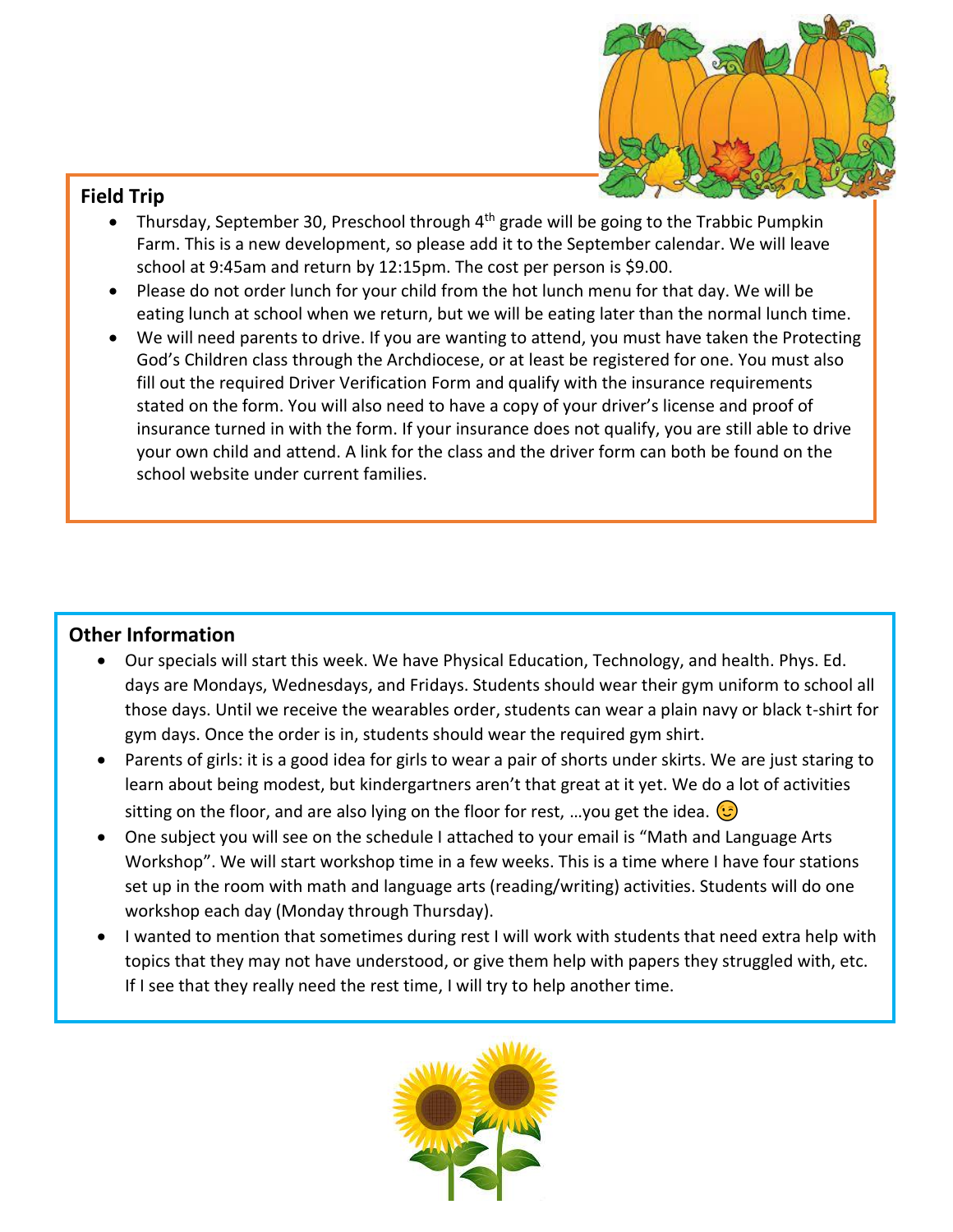## Field Trip

- Thursday, September 30, Preschool through 4th grade will be going to the Trabbic Pumpkin Farm. This is a new development, so please add it to the September calendar. We will leave school at 9:45am and return by 12:15pm. The cost per person is $9.00.
- Please do not order lunch for your child from the hot lunch menu for that day. We will be eating lunch at school when we return, but we will be eating later than the normal lunch time.
- We will need parents to drive. If you are wanting to attend, you must have taken the Protecting God's Children class through the Archdiocese, or at least be registered for one. You must also fill out the required Driver Verification Form and qualify with the insurance requirements stated on the form. You will also need to have a copy of your driver's license and proof of insurance turned in with the form. If your insurance does not qualify, you are still able to drive your own child and attend. A link for the class and the driver form can both be found on the school website under current families.

## Other Information

- Our specials will start this week. We have Physical Education, Technology, and health. Phys. Ed. days are Mondays, Wednesdays, and Fridays. Students should wear their gym uniform to school all those days. Until we receive the wearables order, students can wear a plain navy or black t-shirt for gym days. Once the order is in, students should wear the required gym shirt.
- Parents of girls: it is a good idea for girls to wear a pair of shorts under skirts. We are just staring to learn about being modest, but kindergartners aren't that great at it yet. We do a lot of activities sitting on the floor, and are also lying on the floor for rest, …you get the idea. 😉
- One subject you will see on the schedule I attached to your email is "Math and Language Arts Workshop". We will start workshop time in a few weeks. This is a time where I have four stations set up in the room with math and language arts (reading/writing) activities. Students will do one workshop each day (Monday through Thursday).
- I wanted to mention that sometimes during rest I will work with students that need extra help with topics that they may not have understood, or give them help with papers they struggled with, etc. If I see that they really need the rest time, I will try to help another time.